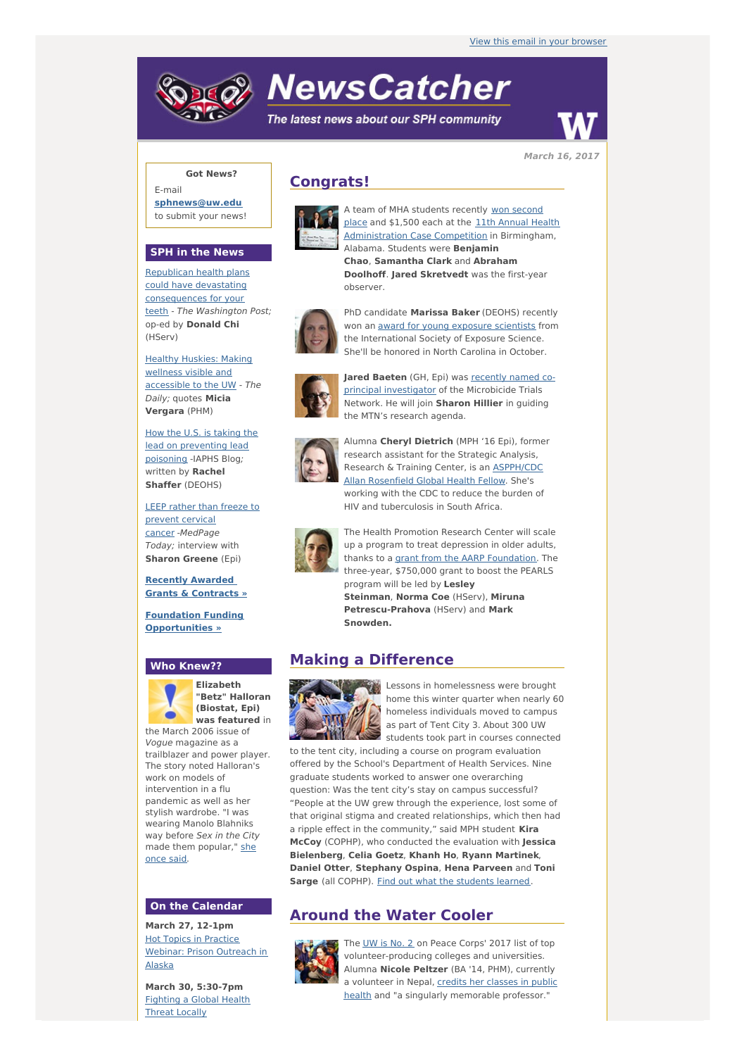View this email in your browser

# NewsCatcher

*The latest news about our SPH community*

March 16, 2017

**Got News?**

E-mail **sphnews@uw.edu** to submit your news!

## SPH in the News

Republican health plans could have devastating consequences for your teeth - *The Washington Post;* op-ed by **Donald Chi** (HServ)

Healthy Huskies: Making wellness visible and accessible to the UW - *The Daily;* quotes **Micia Vergara** (PHM)

How the U.S. is taking the lead on preventing lead poisoning -IAPHS Blog*;* written by **Rachel Shaffer** (DEOHS)

LEEP rather than freeze to prevent cervical cancer -*MedPage Today;* interview with **Sharon Greene** (Epi)

**Recently Awarded Grants & Contracts »**

**Foundation Funding Opportunities »**

## Who Knew??

**Elizabeth "Betz" Halloran (Biostat, Epi) was featured** in the March 2006 issue of *Vogue* magazine as a trailblazer and power player. The story noted Halloran's work on models of intervention in a flu pandemic as well as her stylish wardrobe. "I was wearing Manolo Blahniks way before *Sex in the City* made them popular," she once said.

## On the Calendar

**March 27, 12-1pm**
Hot Topics in Practice Webinar: Prison Outreach in Alaska

**March 30, 5:30-7pm**
Fighting a Global Health Threat Locally

## Congrats!

A team of MHA students recently won second place and $1,500 each at the 11th Annual Health Administration Case Competition in Birmingham, Alabama. Students were **Benjamin Chao**, **Samantha Clark** and **Abraham Doolhoff**. **Jared Skretvedt** was the first-year observer.

PhD candidate **Marissa Baker** (DEOHS) recently won an award for young exposure scientists from the International Society of Exposure Science. She'll be honored in North Carolina in October.

**Jared Baeten** (GH, Epi) was recently named co-principal investigator of the Microbicide Trials Network. He will join **Sharon Hillier** in guiding the MTN's research agenda.

Alumna **Cheryl Dietrich** (MPH '16 Epi), former research assistant for the Strategic Analysis, Research & Training Center, is an ASPPH/CDC Allan Rosenfield Global Health Fellow. She's working with the CDC to reduce the burden of HIV and tuberculosis in South Africa.

The Health Promotion Research Center will scale up a program to treat depression in older adults, thanks to a grant from the AARP Foundation. The three-year, $750,000 grant to boost the PEARLS program will be led by **Lesley Steinman**, **Norma Coe** (HServ), **Miruna Petrescu-Prahova** (HServ) and **Mark Snowden.**

## Making a Difference

Lessons in homelessness were brought home this winter quarter when nearly 60 homeless individuals moved to campus as part of Tent City 3. About 300 UW students took part in courses connected to the tent city, including a course on program evaluation offered by the School's Department of Health Services. Nine graduate students worked to answer one overarching question: Was the tent city's stay on campus successful? "People at the UW grew through the experience, lost some of that original stigma and created relationships, which then had a ripple effect in the community," said MPH student **Kira McCoy** (COPHP), who conducted the evaluation with **Jessica Bielenberg**, **Celia Goetz**, **Khanh Ho**, **Ryann Martinek**, **Daniel Otter**, **Stephany Ospina**, **Hena Parveen** and **Toni Sarge** (all COPHP). Find out what the students learned.

## Around the Water Cooler

The UW is No. 2 on Peace Corps' 2017 list of top volunteer-producing colleges and universities. Alumna **Nicole Peltzer** (BA '14, PHM), currently a volunteer in Nepal, credits her classes in public health and "a singularly memorable professor."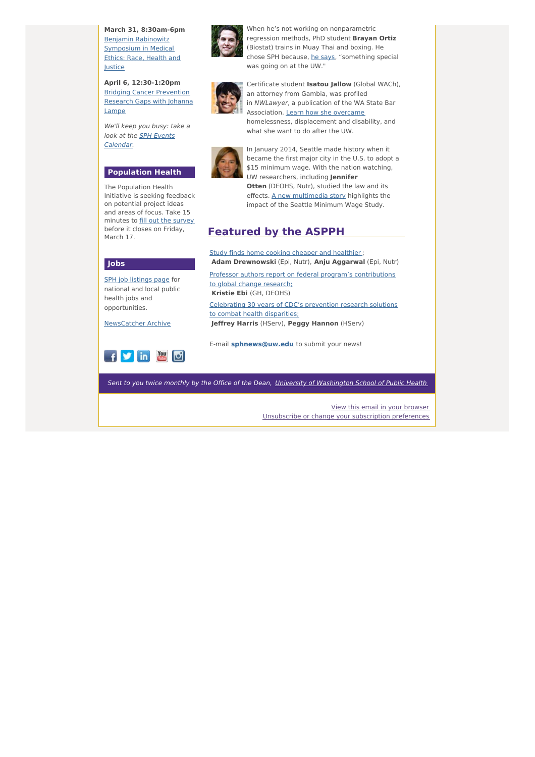**March 31, 8:30am-6pm**
Benjamin Rabinowitz Symposium in Medical Ethics: Race, Health and Justice

**April 6, 12:30-1:20pm**
Bridging Cancer Prevention Research Gaps with Johanna Lampe

*We'll keep you busy: take a look at the SPH Events Calendar.*

## Population Health

The Population Health Initiative is seeking feedback on potential project ideas and areas of focus. Take 15 minutes to fill out the survey before it closes on Friday, March 17.

## Jobs

SPH job listings page for national and local public health jobs and opportunities.

NewsCatcher Archive

When he's not working on nonparametric regression methods, PhD student **Brayan Ortiz** (Biostat) trains in Muay Thai and boxing. He chose SPH because, he says, "something special was going on at the UW."

Certificate student **Isatou Jallow** (Global WACh), an attorney from Gambia, was profiled in *NWLawyer*, a publication of the WA State Bar Association. Learn how she overcame homelessness, displacement and disability, and what she want to do after the UW.

In January 2014, Seattle made history when it became the first major city in the U.S. to adopt a $15 minimum wage. With the nation watching, UW researchers, including **Jennifer Otten** (DEOHS, Nutr), studied the law and its effects. A new multimedia story highlights the impact of the Seattle Minimum Wage Study.

## Featured by the ASPPH

Study finds home cooking cheaper and healthier ;
**Adam Drewnowski** (Epi, Nutr), **Anju Aggarwal** (Epi, Nutr)

Professor authors report on federal program's contributions to global change research;
**Kristie Ebi** (GH, DEOHS)

Celebrating 30 years of CDC's prevention research solutions to combat health disparities;
**Jeffrey Harris** (HServ), **Peggy Hannon** (HServ)

E-mail **sphnews@uw.edu** to submit your news!

*Sent to you twice monthly by the Office of the Dean, University of Washington School of Public Health*

View this email in your browser
Unsubscribe or change your subscription preferences